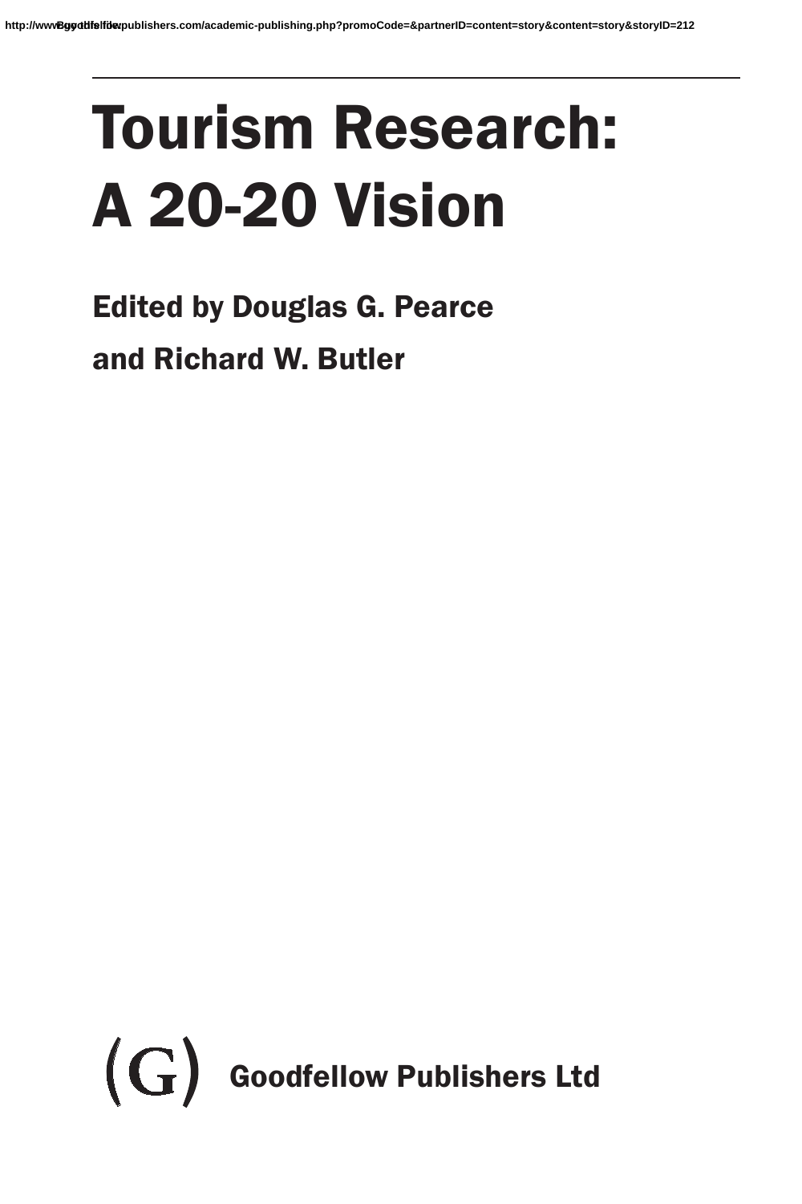# Tourism Research: A 20-20 Vision

## Edited by Douglas G. Pearce and Richard W. Butler

Goodfellow Publishers Ltd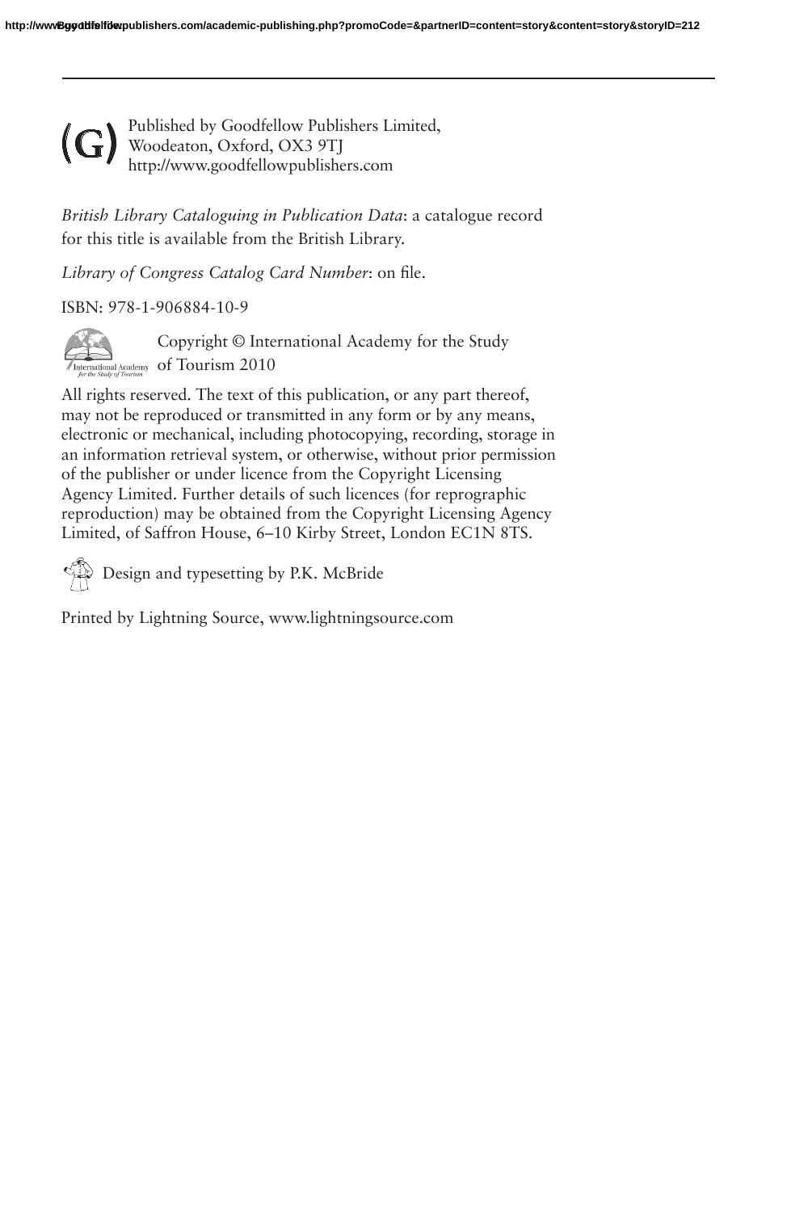(G) Published by Goodfellow Publishers Limited,
Woodeaton, Oxford, OX3 9TJ
http://www.goodfellowpublishers.com

*British Library Cataloguing in Publication Data*: a catalogue record for this title is available from the British Library.

*Library of Congress Catalog Card Number*: on file.

ISBN: 978-1-906884-10-9

Copyright © International Academy for the Study of Tourism 2010

All rights reserved. The text of this publication, or any part thereof, may not be reproduced or transmitted in any form or by any means, electronic or mechanical, including photocopying, recording, storage in an information retrieval system, or otherwise, without prior permission of the publisher or under licence from the Copyright Licensing Agency Limited. Further details of such licences (for reprographic reproduction) may be obtained from the Copyright Licensing Agency Limited, of Saffron House, 6–10 Kirby Street, London EC1N 8TS.

Design and typesetting by P.K. McBride

Printed by Lightning Source, www.lightningsource.com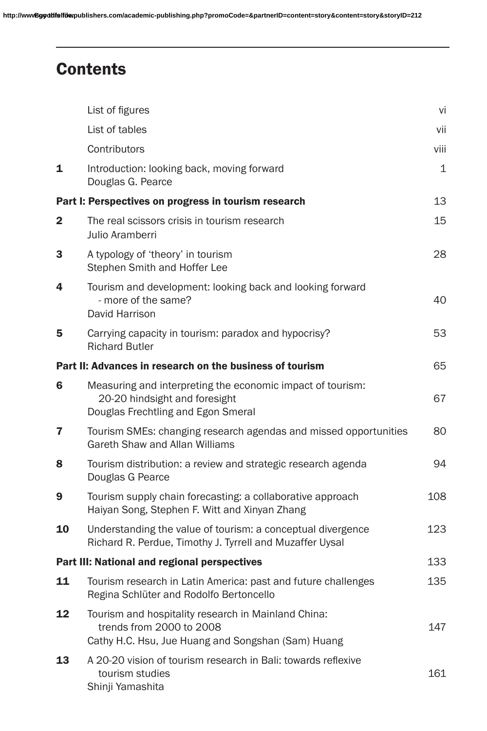# Contents

| | | |
|---|---|---|
| | List of figures | vi |
| | List of tables | vii |
| | Contributors | viii |
| **1** | Introduction: looking back, moving forward<br>Douglas G. Pearce | 1 |
| **Part I: Perspectives on progress in tourism research** | | 13 |
| **2** | The real scissors crisis in tourism research<br>Julio Aramberri | 15 |
| **3** | A typology of 'theory' in tourism<br>Stephen Smith and Hoffer Lee | 28 |
| **4** | Tourism and development: looking back and looking forward - more of the same?<br>David Harrison | 40 |
| **5** | Carrying capacity in tourism: paradox and hypocrisy?<br>Richard Butler | 53 |
| **Part II: Advances in research on the business of tourism** | | 65 |
| **6** | Measuring and interpreting the economic impact of tourism: 20-20 hindsight and foresight<br>Douglas Frechtling and Egon Smeral | 67 |
| **7** | Tourism SMEs: changing research agendas and missed opportunities<br>Gareth Shaw and Allan Williams | 80 |
| **8** | Tourism distribution: a review and strategic research agenda<br>Douglas G Pearce | 94 |
| **9** | Tourism supply chain forecasting: a collaborative approach<br>Haiyan Song, Stephen F. Witt and Xinyan Zhang | 108 |
| **10** | Understanding the value of tourism: a conceptual divergence<br>Richard R. Perdue, Timothy J. Tyrrell and Muzaffer Uysal | 123 |
| **Part III: National and regional perspectives** | | 133 |
| **11** | Tourism research in Latin America: past and future challenges<br>Regina Schlüter and Rodolfo Bertoncello | 135 |
| **12** | Tourism and hospitality research in Mainland China: trends from 2000 to 2008<br>Cathy H.C. Hsu, Jue Huang and Songshan (Sam) Huang | 147 |
| **13** | A 20-20 vision of tourism research in Bali: towards reflexive tourism studies<br>Shinji Yamashita | 161 |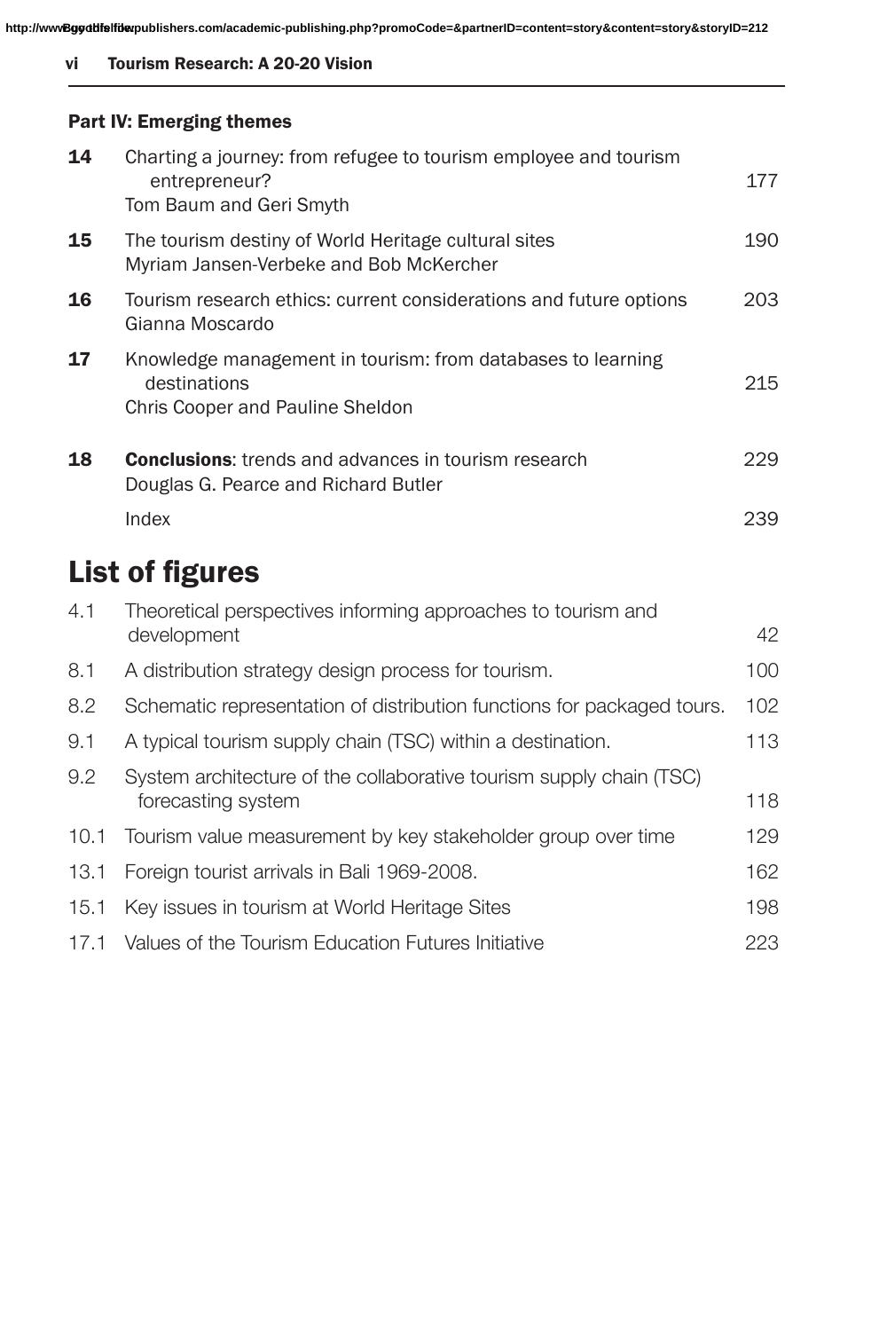**Part IV: Emerging themes**

| | | |
|---|---|---|
| **14** | Charting a journey: from refugee to tourism employee and tourism entrepreneur?<br>Tom Baum and Geri Smyth | 177 |
| **15** | The tourism destiny of World Heritage cultural sites<br>Myriam Jansen-Verbeke and Bob McKercher | 190 |
| **16** | Tourism research ethics: current considerations and future options<br>Gianna Moscardo | 203 |
| **17** | Knowledge management in tourism: from databases to learning destinations<br>Chris Cooper and Pauline Sheldon | 215 |
| **18** | **Conclusions**: trends and advances in tourism research<br>Douglas G. Pearce and Richard Butler | 229 |
| | Index | 239 |

# List of figures

| | | |
|---|---|---|
| 4.1 | Theoretical perspectives informing approaches to tourism and development | 42 |
| 8.1 | A distribution strategy design process for tourism. | 100 |
| 8.2 | Schematic representation of distribution functions for packaged tours. | 102 |
| 9.1 | A typical tourism supply chain (TSC) within a destination. | 113 |
| 9.2 | System architecture of the collaborative tourism supply chain (TSC) forecasting system | 118 |
| 10.1 | Tourism value measurement by key stakeholder group over time | 129 |
| 13.1 | Foreign tourist arrivals in Bali 1969-2008. | 162 |
| 15.1 | Key issues in tourism at World Heritage Sites | 198 |
| 17.1 | Values of the Tourism Education Futures Initiative | 223 |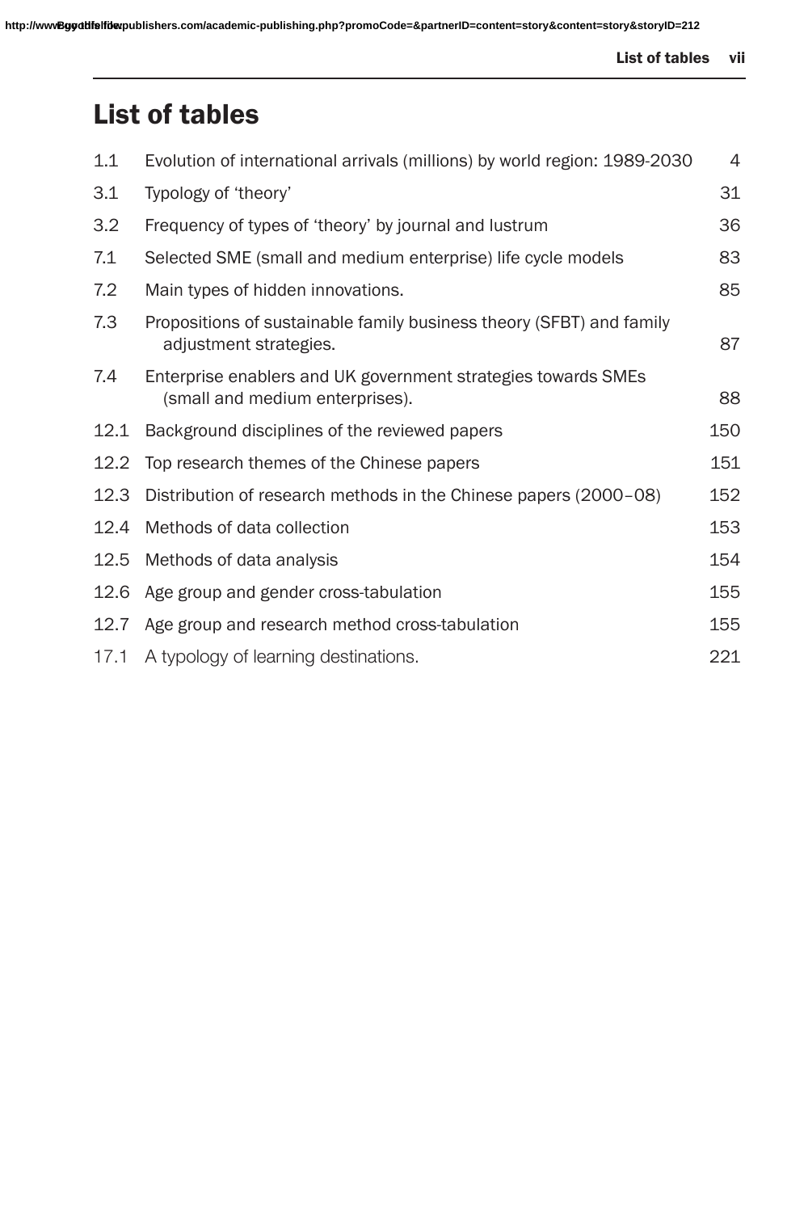# List of tables

| | | |
|---|---|---|
| 1.1 | Evolution of international arrivals (millions) by world region: 1989-2030 | 4 |
| 3.1 | Typology of 'theory' | 31 |
| 3.2 | Frequency of types of 'theory' by journal and lustrum | 36 |
| 7.1 | Selected SME (small and medium enterprise) life cycle models | 83 |
| 7.2 | Main types of hidden innovations. | 85 |
| 7.3 | Propositions of sustainable family business theory (SFBT) and family adjustment strategies. | 87 |
| 7.4 | Enterprise enablers and UK government strategies towards SMEs (small and medium enterprises). | 88 |
| 12.1 | Background disciplines of the reviewed papers | 150 |
| 12.2 | Top research themes of the Chinese papers | 151 |
| 12.3 | Distribution of research methods in the Chinese papers (2000–08) | 152 |
| 12.4 | Methods of data collection | 153 |
| 12.5 | Methods of data analysis | 154 |
| 12.6 | Age group and gender cross-tabulation | 155 |
| 12.7 | Age group and research method cross-tabulation | 155 |
| 17.1 | A typology of learning destinations. | 221 |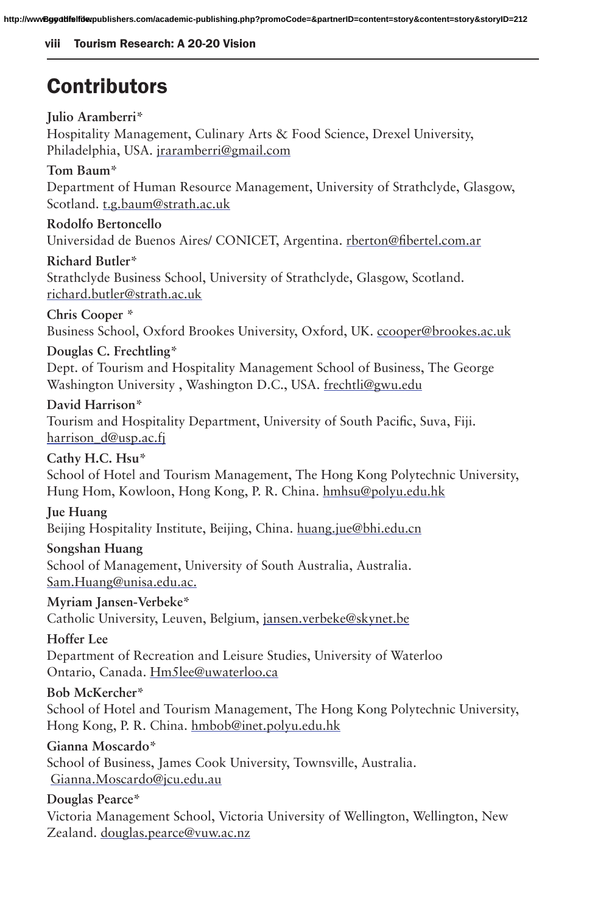# Contributors

**Julio Aramberri***
Hospitality Management, Culinary Arts & Food Science, Drexel University, Philadelphia, USA. jraramberri@gmail.com

**Tom Baum***
Department of Human Resource Management, University of Strathclyde, Glasgow, Scotland. t.g.baum@strath.ac.uk

**Rodolfo Bertoncello**
Universidad de Buenos Aires/ CONICET, Argentina. rberton@fibertel.com.ar

**Richard Butler***
Strathclyde Business School, University of Strathclyde, Glasgow, Scotland. richard.butler@strath.ac.uk

**Chris Cooper ***
Business School, Oxford Brookes University, Oxford, UK. ccooper@brookes.ac.uk

**Douglas C. Frechtling***
Dept. of Tourism and Hospitality Management School of Business, The George Washington University , Washington D.C., USA. frechtli@gwu.edu

**David Harrison***
Tourism and Hospitality Department, University of South Pacific, Suva, Fiji. harrison_d@usp.ac.fj

**Cathy H.C. Hsu***
School of Hotel and Tourism Management, The Hong Kong Polytechnic University, Hung Hom, Kowloon, Hong Kong, P. R. China. hmhsu@polyu.edu.hk

**Jue Huang**
Beijing Hospitality Institute, Beijing, China. huang.jue@bhi.edu.cn

**Songshan Huang**
School of Management, University of South Australia, Australia. Sam.Huang@unisa.edu.ac.

**Myriam Jansen-Verbeke***
Catholic University, Leuven, Belgium, jansen.verbeke@skynet.be

**Hoffer Lee**
Department of Recreation and Leisure Studies, University of Waterloo Ontario, Canada. Hm5lee@uwaterloo.ca

**Bob McKercher***
School of Hotel and Tourism Management, The Hong Kong Polytechnic University, Hong Kong, P. R. China. hmbob@inet.polyu.edu.hk

**Gianna Moscardo***
School of Business, James Cook University, Townsville, Australia. Gianna.Moscardo@jcu.edu.au

**Douglas Pearce***
Victoria Management School, Victoria University of Wellington, Wellington, New Zealand. douglas.pearce@vuw.ac.nz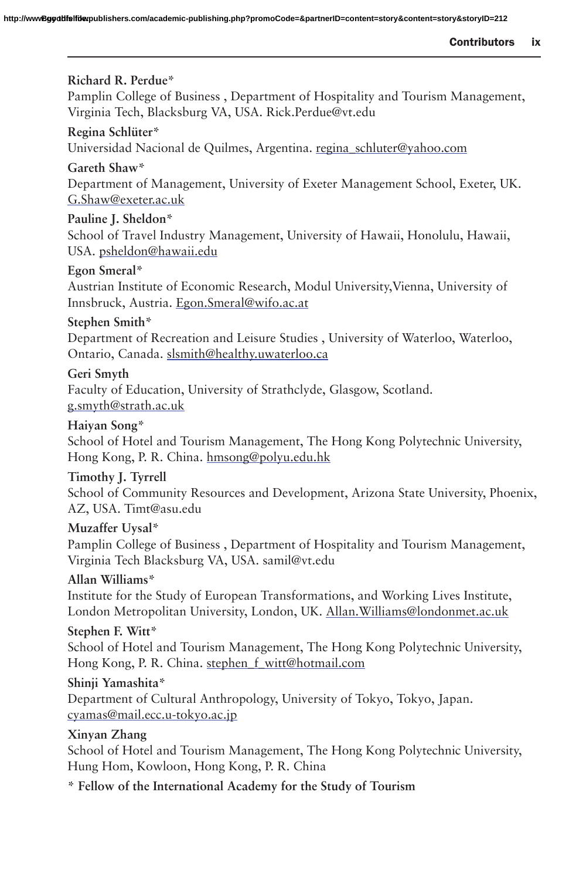**Richard R. Perdue***
Pamplin College of Business , Department of Hospitality and Tourism Management, Virginia Tech, Blacksburg VA, USA. Rick.Perdue@vt.edu

**Regina Schlüter***
Universidad Nacional de Quilmes, Argentina. regina_schluter@yahoo.com

**Gareth Shaw***
Department of Management, University of Exeter Management School, Exeter, UK. G.Shaw@exeter.ac.uk

**Pauline J. Sheldon***
School of Travel Industry Management, University of Hawaii, Honolulu, Hawaii, USA. psheldon@hawaii.edu

**Egon Smeral***
Austrian Institute of Economic Research, Modul University,Vienna, University of Innsbruck, Austria. Egon.Smeral@wifo.ac.at

**Stephen Smith***
Department of Recreation and Leisure Studies , University of Waterloo, Waterloo, Ontario, Canada. slsmith@healthy.uwaterloo.ca

**Geri Smyth**
Faculty of Education, University of Strathclyde, Glasgow, Scotland. g.smyth@strath.ac.uk

**Haiyan Song***
School of Hotel and Tourism Management, The Hong Kong Polytechnic University, Hong Kong, P. R. China. hmsong@polyu.edu.hk

**Timothy J. Tyrrell**
School of Community Resources and Development, Arizona State University, Phoenix, AZ, USA. Timt@asu.edu

**Muzaffer Uysal***
Pamplin College of Business , Department of Hospitality and Tourism Management, Virginia Tech Blacksburg VA, USA. samil@vt.edu

**Allan Williams***
Institute for the Study of European Transformations, and Working Lives Institute, London Metropolitan University, London, UK. Allan.Williams@londonmet.ac.uk

**Stephen F. Witt***
School of Hotel and Tourism Management, The Hong Kong Polytechnic University, Hong Kong, P. R. China. stephen_f_witt@hotmail.com

**Shinji Yamashita***
Department of Cultural Anthropology, University of Tokyo, Tokyo, Japan. cyamas@mail.ecc.u-tokyo.ac.jp

**Xinyan Zhang**
School of Hotel and Tourism Management, The Hong Kong Polytechnic University, Hung Hom, Kowloon, Hong Kong, P. R. China

**\* Fellow of the International Academy for the Study of Tourism**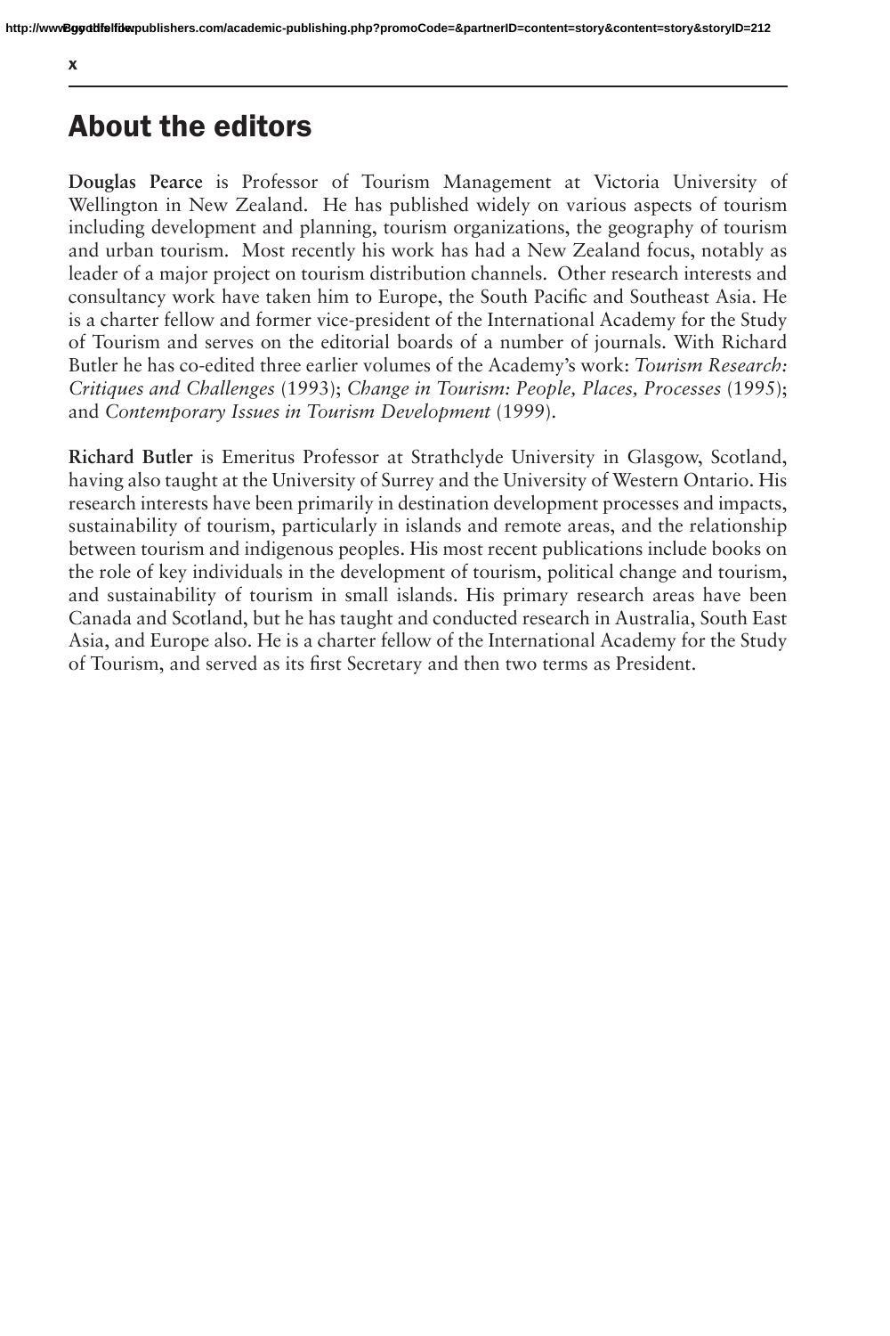## About the editors

**Douglas Pearce** is Professor of Tourism Management at Victoria University of Wellington in New Zealand. He has published widely on various aspects of tourism including development and planning, tourism organizations, the geography of tourism and urban tourism. Most recently his work has had a New Zealand focus, notably as leader of a major project on tourism distribution channels. Other research interests and consultancy work have taken him to Europe, the South Pacific and Southeast Asia. He is a charter fellow and former vice-president of the International Academy for the Study of Tourism and serves on the editorial boards of a number of journals. With Richard Butler he has co-edited three earlier volumes of the Academy's work: *Tourism Research: Critiques and Challenges* (1993); *Change in Tourism: People, Places, Processes* (1995); and *Contemporary Issues in Tourism Development* (1999).

**Richard Butler** is Emeritus Professor at Strathclyde University in Glasgow, Scotland, having also taught at the University of Surrey and the University of Western Ontario. His research interests have been primarily in destination development processes and impacts, sustainability of tourism, particularly in islands and remote areas, and the relationship between tourism and indigenous peoples. His most recent publications include books on the role of key individuals in the development of tourism, political change and tourism, and sustainability of tourism in small islands. His primary research areas have been Canada and Scotland, but he has taught and conducted research in Australia, South East Asia, and Europe also. He is a charter fellow of the International Academy for the Study of Tourism, and served as its first Secretary and then two terms as President.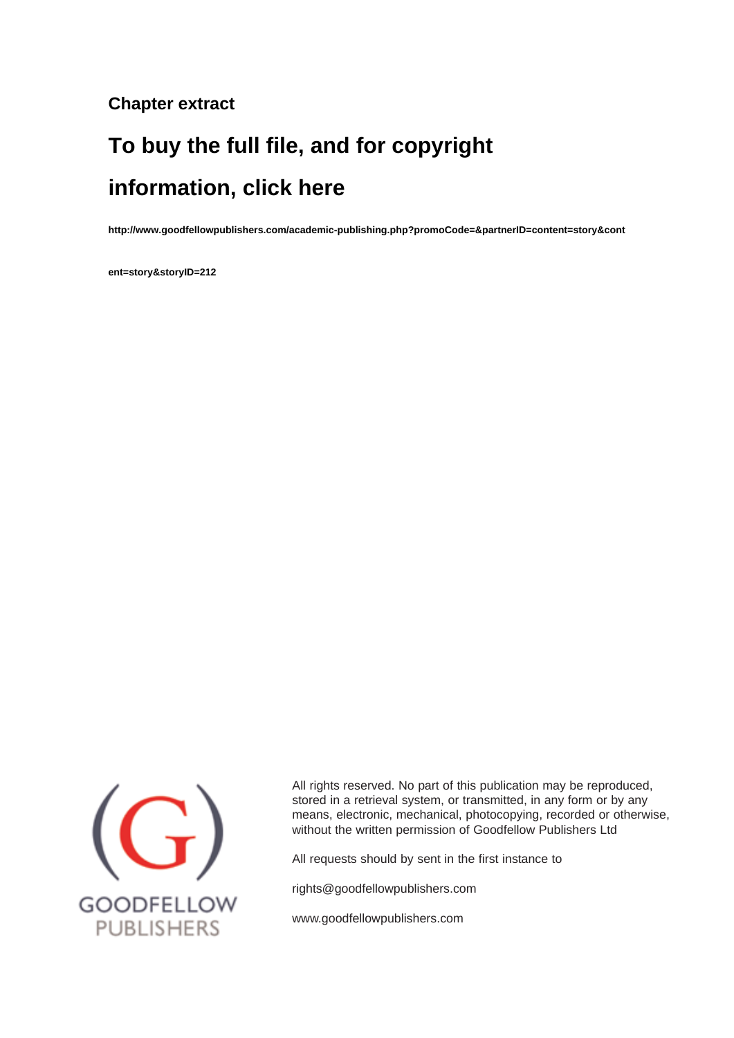**Chapter extract**

## To buy the full file, and for copyright information, click here

**http://www.goodfellowpublishers.com/academic-publishing.php?promoCode=&partnerID=content=story&content=story&storyID=212**

GOODFELLOW PUBLISHERS

All rights reserved. No part of this publication may be reproduced, stored in a retrieval system, or transmitted, in any form or by any means, electronic, mechanical, photocopying, recorded or otherwise, without the written permission of Goodfellow Publishers Ltd

All requests should by sent in the first instance to

rights@goodfellowpublishers.com

www.goodfellowpublishers.com